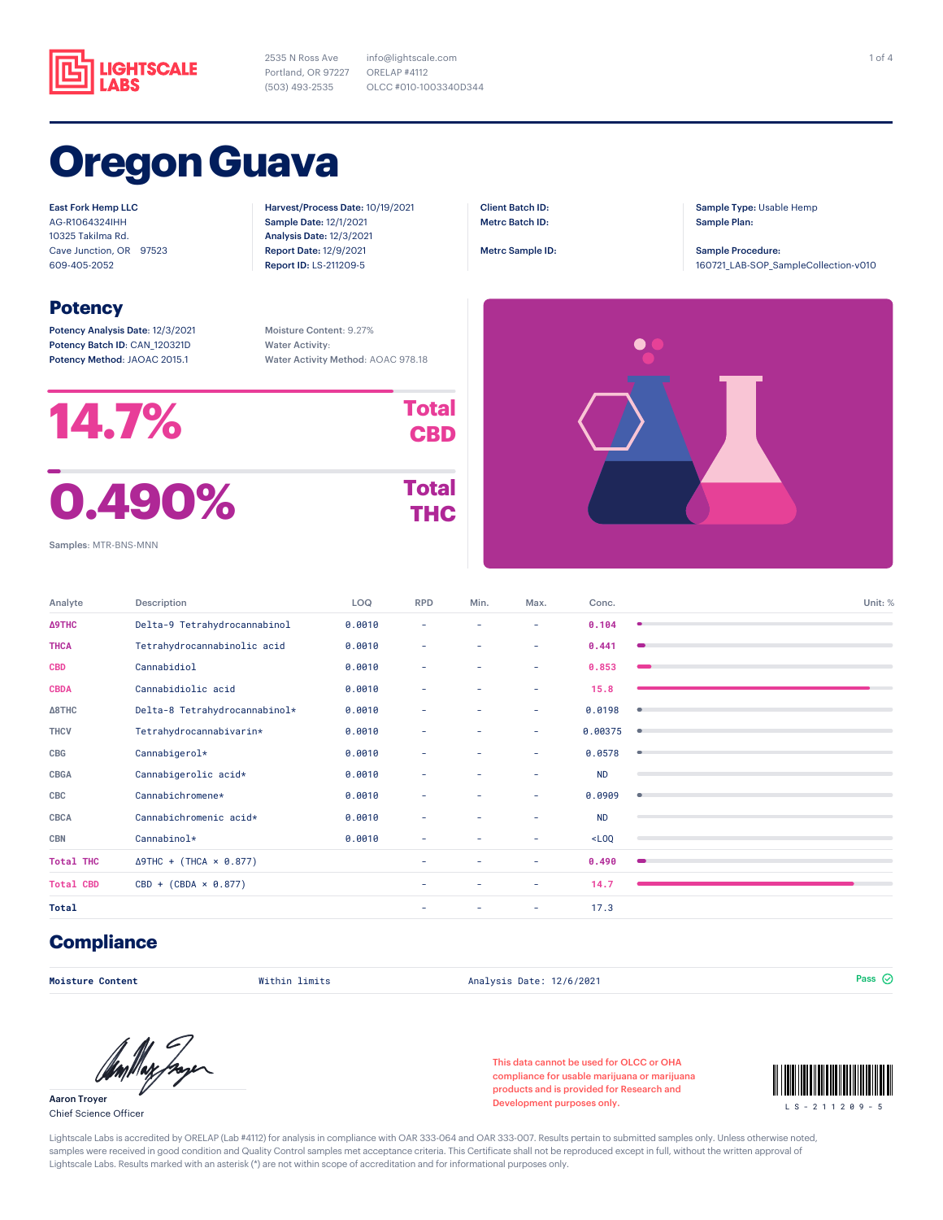LIGHTSCALE LABS

2535 N Ross Ave
Portland, OR 97227
(503) 493-2535

info@lightscale.com
ORELAP #4112
OLCC #010-1003340D344

# Oregon Guava

East Fork Hemp LLC
AG-R1064324IHH
10325 Takilma Rd.
Cave Junction, OR 97523
609-405-2052

**Harvest/Process Date:** 10/19/2021
**Sample Date:** 12/1/2021
**Analysis Date:** 12/3/2021
**Report Date:** 12/9/2021
**Report ID:** LS-211209-5

**Client Batch ID:**
**Metrc Batch ID:**

**Metrc Sample ID:**

**Sample Type:** Usable Hemp
**Sample Plan:**

**Sample Procedure:**
160721_LAB-SOP_SampleCollection-v010

## Potency

**Potency Analysis Date:** 12/3/2021
**Potency Batch ID:** CAN_120321D
**Potency Method:** JAOAC 2015.1

Moisture Content: 9.27%
Water Activity:
Water Activity Method: AOAC 978.18

**14.7%** Total CBD

**0.490%** Total THC

Samples: MTR-BNS-MNN

| Analyte | Description | LOQ | RPD | Min. | Max. | Conc. |
|---|---|---|---|---|---|---|
| Δ9THC | Delta-9 Tetrahydrocannabinol | 0.0010 | – | – | – | 0.104 |
| THCA | Tetrahydrocannabinolic acid | 0.0010 | – | – | – | 0.441 |
| CBD | Cannabidiol | 0.0010 | – | – | – | 0.853 |
| CBDA | Cannabidiolic acid | 0.0010 | – | – | – | 15.8 |
| Δ8THC | Delta-8 Tetrahydrocannabinol* | 0.0010 | – | – | – | 0.0198 |
| THCV | Tetrahydrocannabivarin* | 0.0010 | – | – | – | 0.00375 |
| CBG | Cannabigerol* | 0.0010 | – | – | – | 0.0578 |
| CBGA | Cannabigerolic acid* | 0.0010 | – | – | – | ND |
| CBC | Cannabichromene* | 0.0010 | – | – | – | 0.0909 |
| CBCA | Cannabichromenic acid* | 0.0010 | – | – | – | ND |
| CBN | Cannabinol* | 0.0010 | – | – | – | <LOQ |
| Total THC | Δ9THC + (THCA × 0.877) | | – | – | – | 0.490 |
| Total CBD | CBD + (CBDA × 0.877) | | – | – | – | 14.7 |
| Total | | | – | – | – | 17.3 |

Unit: %

## Compliance

| Moisture Content | Within limits | Analysis Date: 12/6/2021 | Pass |
|---|---|---|---|

Aaron Troyer
Chief Science Officer

This data cannot be used for OLCC or OHA compliance for usable marijuana or marijuana products and is provided for Research and Development purposes only.

LS-211209-5

Lightscale Labs is accredited by ORELAP (Lab #4112) for analysis in compliance with OAR 333-064 and OAR 333-007. Results pertain to submitted samples only. Unless otherwise noted, samples were received in good condition and Quality Control samples met acceptance criteria. This Certificate shall not be reproduced except in full, without the written approval of Lightscale Labs. Results marked with an asterisk (*) are not within scope of accreditation and for informational purposes only.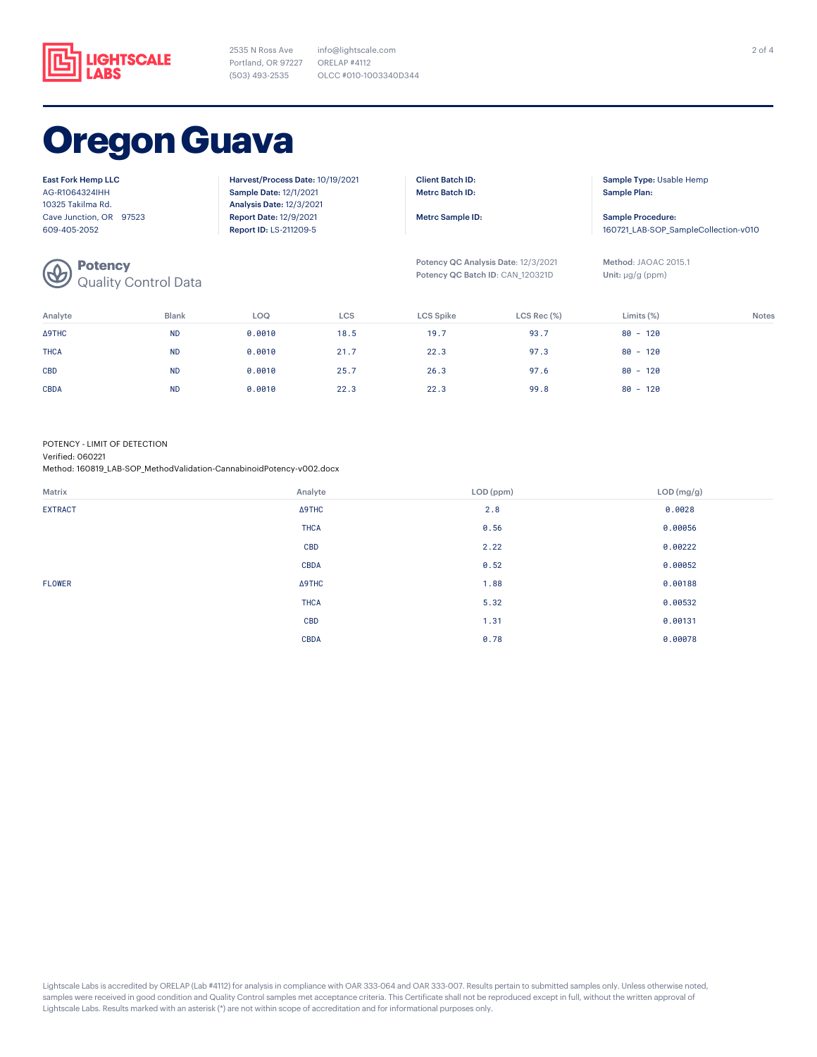LIGHTSCALE LABS

2535 N Ross Ave
Portland, OR 97227
(503) 493-2535

info@lightscale.com
ORELAP #4112
OLCC #010-1003340D344

# Oregon Guava

**East Fork Hemp LLC**
AG-R1064324IHH
10325 Takilma Rd.
Cave Junction, OR 97523
609-405-2052

**Harvest/Process Date:** 10/19/2021
**Sample Date:** 12/1/2021
**Analysis Date:** 12/3/2021
**Report Date:** 12/9/2021
**Report ID:** LS-211209-5

**Client Batch ID:**
**Metrc Batch ID:**

**Metrc Sample ID:**

**Sample Type:** Usable Hemp
**Sample Plan:**

**Sample Procedure:**
160721_LAB-SOP_SampleCollection-v010

## Potency
Quality Control Data

**Potency QC Analysis Date:** 12/3/2021
**Potency QC Batch ID:** CAN_120321D

**Method:** JAOAC 2015.1
**Unit:** µg/g (ppm)

| Analyte | Blank | LOQ | LCS | LCS Spike | LCS Rec (%) | Limits (%) | Notes |
|---|---|---|---|---|---|---|---|
| Δ9THC | ND | 0.0010 | 18.5 | 19.7 | 93.7 | 80 - 120 | |
| THCA | ND | 0.0010 | 21.7 | 22.3 | 97.3 | 80 - 120 | |
| CBD | ND | 0.0010 | 25.7 | 26.3 | 97.6 | 80 - 120 | |
| CBDA | ND | 0.0010 | 22.3 | 22.3 | 99.8 | 80 - 120 | |

POTENCY - LIMIT OF DETECTION
Verified: 060221
Method: 160819_LAB-SOP_MethodValidation-CannabinoidPotency-v002.docx

| Matrix | Analyte | LOD (ppm) | LOD (mg/g) |
|---|---|---|---|
| EXTRACT | Δ9THC | 2.8 | 0.0028 |
| | THCA | 0.56 | 0.00056 |
| | CBD | 2.22 | 0.00222 |
| | CBDA | 0.52 | 0.00052 |
| FLOWER | Δ9THC | 1.88 | 0.00188 |
| | THCA | 5.32 | 0.00532 |
| | CBD | 1.31 | 0.00131 |
| | CBDA | 0.78 | 0.00078 |

Lightscale Labs is accredited by ORELAP (Lab #4112) for analysis in compliance with OAR 333-064 and OAR 333-007. Results pertain to submitted samples only. Unless otherwise noted, samples were received in good condition and Quality Control samples met acceptance criteria. This Certificate shall not be reproduced except in full, without the written approval of Lightscale Labs. Results marked with an asterisk (*) are not within scope of accreditation and for informational purposes only.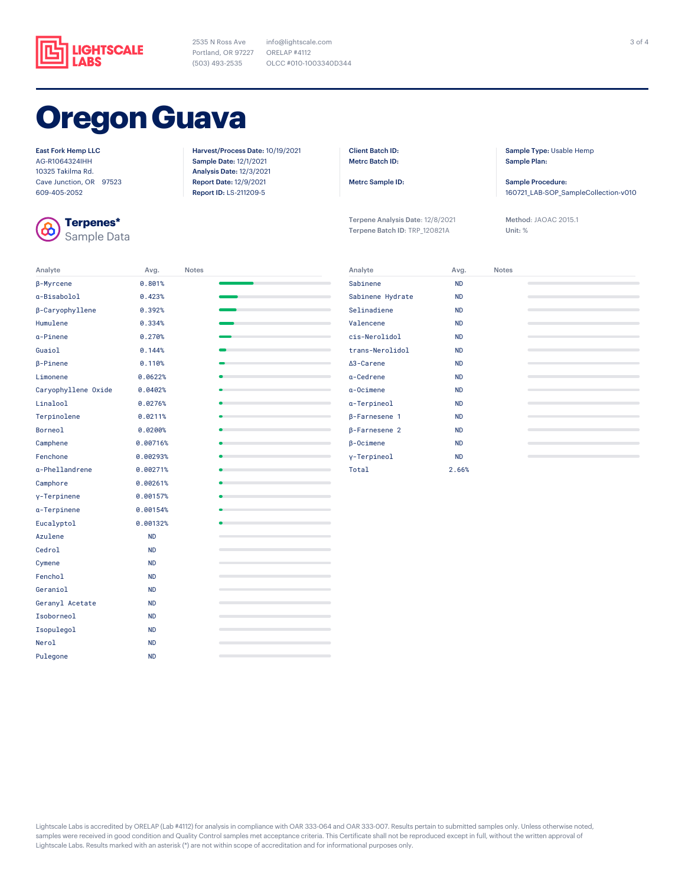LIGHTSCALE LABS

2535 N Ross Ave
Portland, OR 97227
(503) 493-2535

info@lightscale.com
ORELAP #4112
OLCC #010-1003340D344

# Oregon Guava

**East Fork Hemp LLC**
AG-R1064324IHH
10325 Takilma Rd.
Cave Junction, OR 97523
609-405-2052

**Harvest/Process Date:** 10/19/2021
**Sample Date:** 12/1/2021
**Analysis Date:** 12/3/2021
**Report Date:** 12/9/2021
**Report ID:** LS-211209-5

**Client Batch ID:**
**Metrc Batch ID:**

**Metrc Sample ID:**

**Sample Type:** Usable Hemp
**Sample Plan:**

**Sample Procedure:**
160721_LAB-SOP_SampleCollection-v010

## Terpenes*
Sample Data

**Terpene Analysis Date:** 12/8/2021
**Terpene Batch ID:** TRP_120821A

**Method:** JAOAC 2015.1
**Unit:** %

| Analyte | Avg. | Notes |
|---|---|---|
| β-Myrcene | 0.801% | |
| α-Bisabolol | 0.423% | |
| β-Caryophyllene | 0.392% | |
| Humulene | 0.334% | |
| α-Pinene | 0.270% | |
| Guaiol | 0.144% | |
| β-Pinene | 0.110% | |
| Limonene | 0.0622% | |
| Caryophyllene Oxide | 0.0402% | |
| Linalool | 0.0276% | |
| Terpinolene | 0.0211% | |
| Borneol | 0.0200% | |
| Camphene | 0.00716% | |
| Fenchone | 0.00293% | |
| α-Phellandrene | 0.00271% | |
| Camphor | 0.00261% | |
| γ-Terpinene | 0.00157% | |
| α-Terpinene | 0.00154% | |
| Eucalyptol | 0.00132% | |
| Azulene | ND | |
| Cedrol | ND | |
| Cymene | ND | |
| Fenchol | ND | |
| Geraniol | ND | |
| Geranyl Acetate | ND | |
| Isoborneol | ND | |
| Isopulegol | ND | |
| Nerol | ND | |
| Pulegone | ND | |
| Sabinene | ND | |
| Sabinene Hydrate | ND | |
| Selinadiene | ND | |
| Valencene | ND | |
| cis-Nerolidol | ND | |
| trans-Nerolidol | ND | |
| Δ3-Carene | ND | |
| α-Cedrene | ND | |
| α-Ocimene | ND | |
| α-Terpineol | ND | |
| β-Farnesene 1 | ND | |
| β-Farnesene 2 | ND | |
| β-Ocimene | ND | |
| γ-Terpineol | ND | |
| Total | 2.66% | |

Lightscale Labs is accredited by ORELAP (Lab #4112) for analysis in compliance with OAR 333-064 and OAR 333-007. Results pertain to submitted samples only. Unless otherwise noted, samples were received in good condition and Quality Control samples met acceptance criteria. This Certificate shall not be reproduced except in full, without the written approval of Lightscale Labs. Results marked with an asterisk (*) are not within scope of accreditation and for informational purposes only.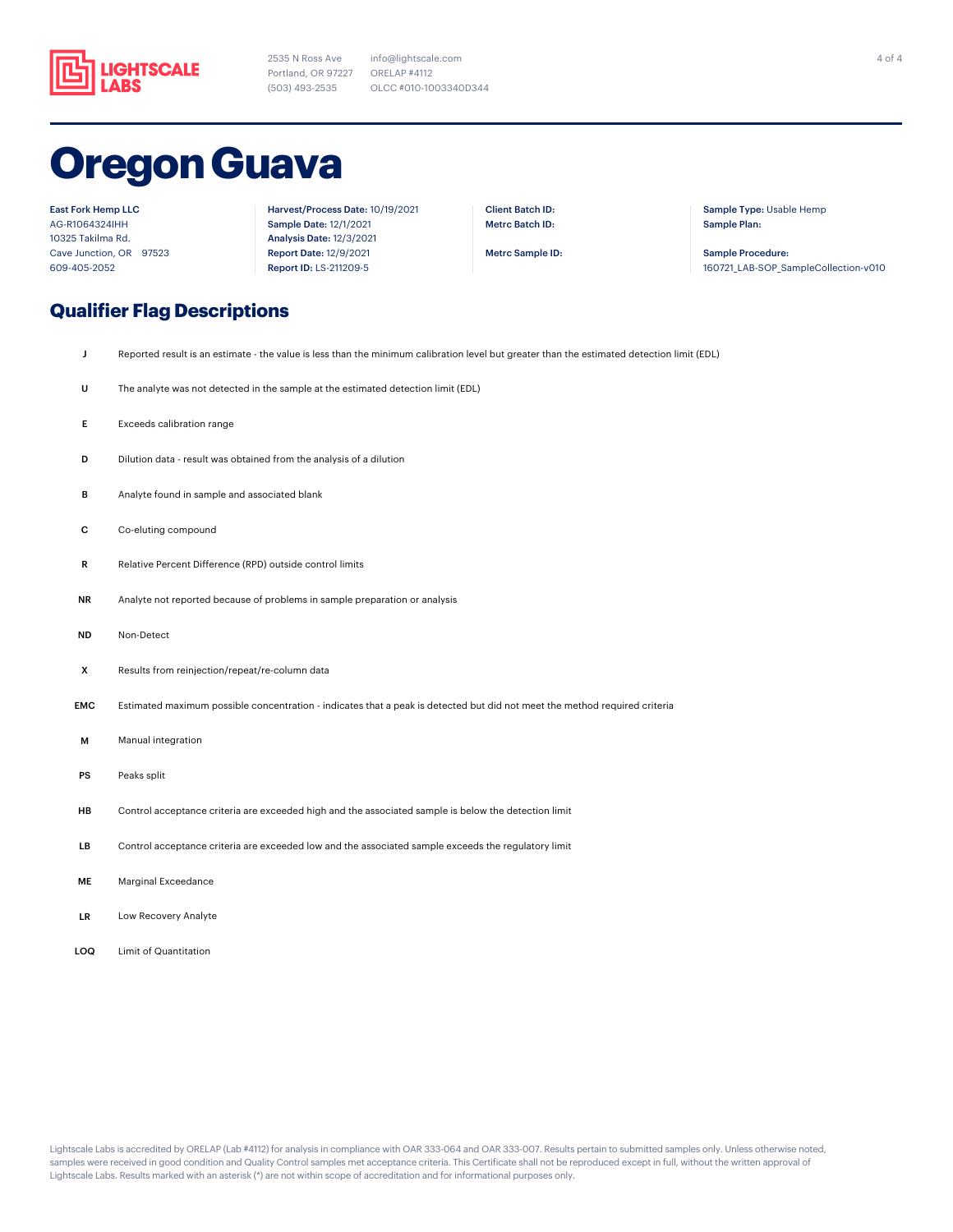# Oregon Guava

East Fork Hemp LLC
AG-R1064324IHH
10325 Takilma Rd.
Cave Junction, OR 97523
609-405-2052

**Harvest/Process Date:** 10/19/2021
**Sample Date:** 12/1/2021
**Analysis Date:** 12/3/2021
**Report Date:** 12/9/2021
**Report ID:** LS-211209-5

**Client Batch ID:**
**Metrc Batch ID:**

**Metrc Sample ID:**

**Sample Type:** Usable Hemp
**Sample Plan:**

**Sample Procedure:**
160721_LAB-SOP_SampleCollection-v010

## Qualifier Flag Descriptions

| | |
|---|---|
| J | Reported result is an estimate - the value is less than the minimum calibration level but greater than the estimated detection limit (EDL) |
| U | The analyte was not detected in the sample at the estimated detection limit (EDL) |
| E | Exceeds calibration range |
| D | Dilution data - result was obtained from the analysis of a dilution |
| B | Analyte found in sample and associated blank |
| C | Co-eluting compound |
| R | Relative Percent Difference (RPD) outside control limits |
| NR | Analyte not reported because of problems in sample preparation or analysis |
| ND | Non-Detect |
| X | Results from reinjection/repeat/re-column data |
| EMC | Estimated maximum possible concentration - indicates that a peak is detected but did not meet the method required criteria |
| M | Manual integration |
| PS | Peaks split |
| HB | Control acceptance criteria are exceeded high and the associated sample is below the detection limit |
| LB | Control acceptance criteria are exceeded low and the associated sample exceeds the regulatory limit |
| ME | Marginal Exceedance |
| LR | Low Recovery Analyte |
| LOQ | Limit of Quantitation |

Lightscale Labs is accredited by ORELAP (Lab #4112) for analysis in compliance with OAR 333-064 and OAR 333-007. Results pertain to submitted samples only. Unless otherwise noted, samples were received in good condition and Quality Control samples met acceptance criteria. This Certificate shall not be reproduced except in full, without the written approval of Lightscale Labs. Results marked with an asterisk (*) are not within scope of accreditation and for informational purposes only.